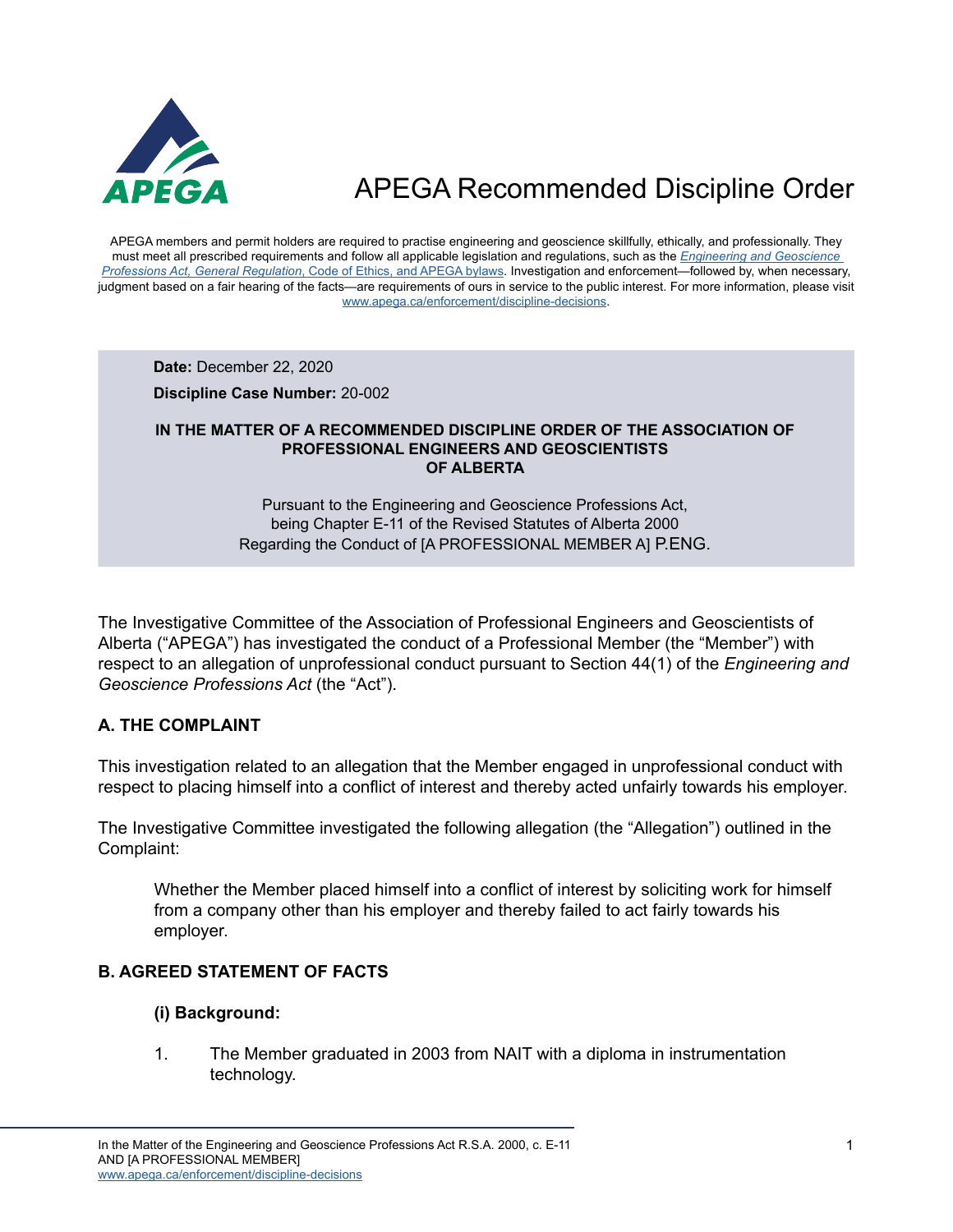# APEGA Recommended Discipline Order

APEGA members and permit holders are required to practise engineering and geoscience skillfully, ethically, and professionally. They must meet all prescribed requirements and follow all applicable legislation and regulations, such as the *Engineering and Geoscience Professions Act, General Regulation*, Code of Ethics, and APEGA bylaws. Investigation and enforcement—followed by, when necessary, judgment based on a fair hearing of the facts—are requirements of ours in service to the public interest. For more information, please visit www.apega.ca/enforcement/discipline-decisions.

**Date:** December 22, 2020

**Discipline Case Number:** 20-002

**IN THE MATTER OF A RECOMMENDED DISCIPLINE ORDER OF THE ASSOCIATION OF PROFESSIONAL ENGINEERS AND GEOSCIENTISTS OF ALBERTA**

Pursuant to the Engineering and Geoscience Professions Act, being Chapter E-11 of the Revised Statutes of Alberta 2000 Regarding the Conduct of [A PROFESSIONAL MEMBER A] P.ENG.

The Investigative Committee of the Association of Professional Engineers and Geoscientists of Alberta ("APEGA") has investigated the conduct of a Professional Member (the "Member") with respect to an allegation of unprofessional conduct pursuant to Section 44(1) of the *Engineering and Geoscience Professions Act* (the "Act").

## A. THE COMPLAINT

This investigation related to an allegation that the Member engaged in unprofessional conduct with respect to placing himself into a conflict of interest and thereby acted unfairly towards his employer.

The Investigative Committee investigated the following allegation (the "Allegation") outlined in the Complaint:

> Whether the Member placed himself into a conflict of interest by soliciting work for himself from a company other than his employer and thereby failed to act fairly towards his employer.

## B. AGREED STATEMENT OF FACTS

### (i) Background:

1. The Member graduated in 2003 from NAIT with a diploma in instrumentation technology.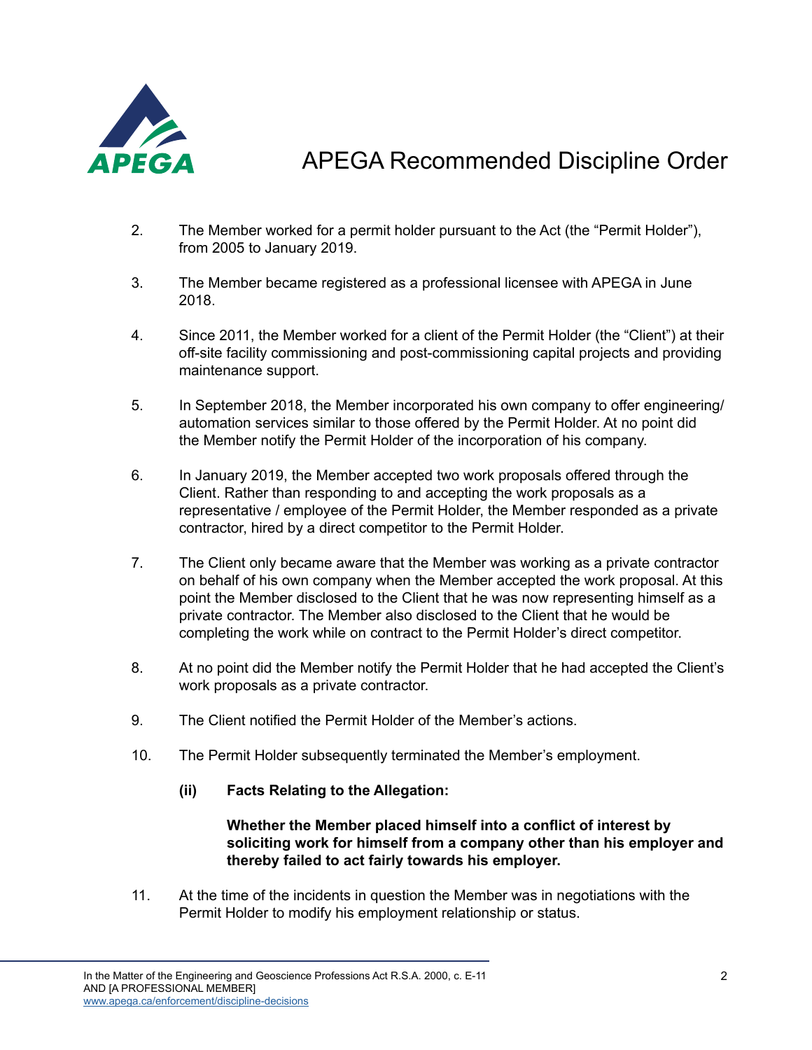2. The Member worked for a permit holder pursuant to the Act (the "Permit Holder"), from 2005 to January 2019.

3. The Member became registered as a professional licensee with APEGA in June 2018.

4. Since 2011, the Member worked for a client of the Permit Holder (the "Client") at their off-site facility commissioning and post-commissioning capital projects and providing maintenance support.

5. In September 2018, the Member incorporated his own company to offer engineering/ automation services similar to those offered by the Permit Holder. At no point did the Member notify the Permit Holder of the incorporation of his company.

6. In January 2019, the Member accepted two work proposals offered through the Client. Rather than responding to and accepting the work proposals as a representative / employee of the Permit Holder, the Member responded as a private contractor, hired by a direct competitor to the Permit Holder.

7. The Client only became aware that the Member was working as a private contractor on behalf of his own company when the Member accepted the work proposal. At this point the Member disclosed to the Client that he was now representing himself as a private contractor. The Member also disclosed to the Client that he would be completing the work while on contract to the Permit Holder's direct competitor.

8. At no point did the Member notify the Permit Holder that he had accepted the Client's work proposals as a private contractor.

9. The Client notified the Permit Holder of the Member's actions.

10. The Permit Holder subsequently terminated the Member's employment.

**(ii) Facts Relating to the Allegation:**

**Whether the Member placed himself into a conflict of interest by soliciting work for himself from a company other than his employer and thereby failed to act fairly towards his employer.**

11. At the time of the incidents in question the Member was in negotiations with the Permit Holder to modify his employment relationship or status.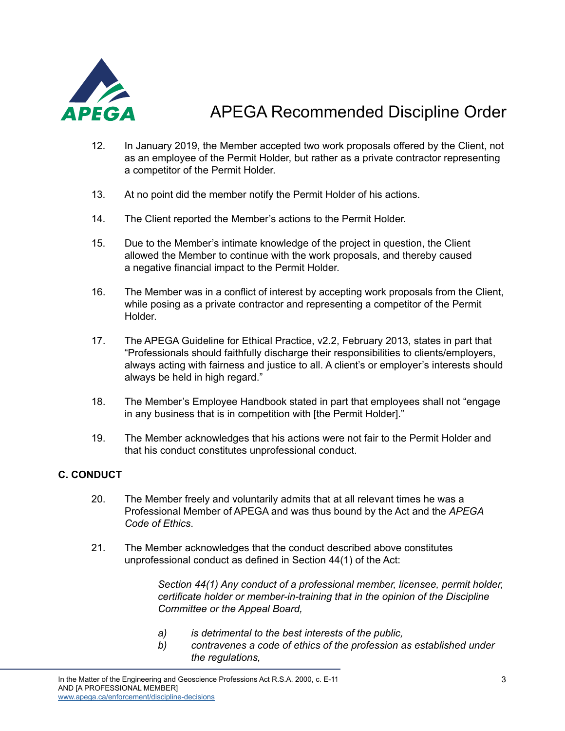12. In January 2019, the Member accepted two work proposals offered by the Client, not as an employee of the Permit Holder, but rather as a private contractor representing a competitor of the Permit Holder.

13. At no point did the member notify the Permit Holder of his actions.

14. The Client reported the Member's actions to the Permit Holder.

15. Due to the Member's intimate knowledge of the project in question, the Client allowed the Member to continue with the work proposals, and thereby caused a negative financial impact to the Permit Holder.

16. The Member was in a conflict of interest by accepting work proposals from the Client, while posing as a private contractor and representing a competitor of the Permit Holder.

17. The APEGA Guideline for Ethical Practice, v2.2, February 2013, states in part that "Professionals should faithfully discharge their responsibilities to clients/employers, always acting with fairness and justice to all. A client's or employer's interests should always be held in high regard."

18. The Member's Employee Handbook stated in part that employees shall not "engage in any business that is in competition with [the Permit Holder]."

19. The Member acknowledges that his actions were not fair to the Permit Holder and that his conduct constitutes unprofessional conduct.

## C. CONDUCT

20. The Member freely and voluntarily admits that at all relevant times he was a Professional Member of APEGA and was thus bound by the Act and the *APEGA Code of Ethics*.

21. The Member acknowledges that the conduct described above constitutes unprofessional conduct as defined in Section 44(1) of the Act:

> *Section 44(1) Any conduct of a professional member, licensee, permit holder, certificate holder or member-in-training that in the opinion of the Discipline Committee or the Appeal Board,*
>
> *a) is detrimental to the best interests of the public,*
>
> *b) contravenes a code of ethics of the profession as established under the regulations,*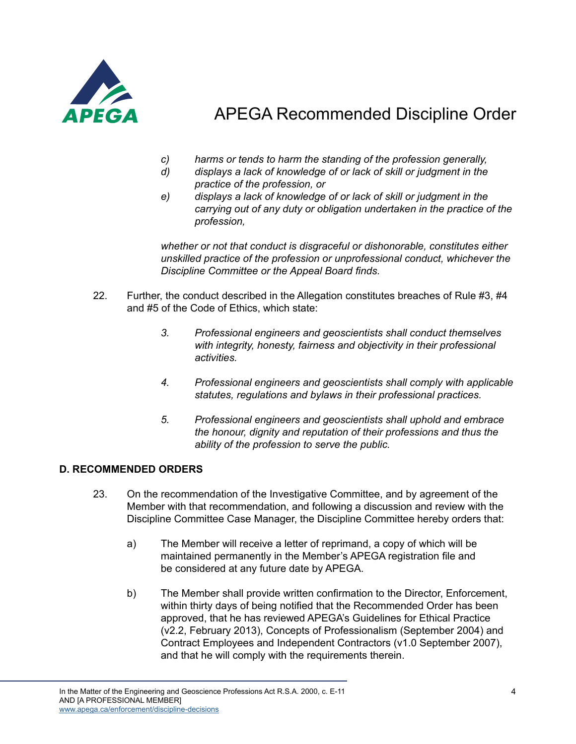> *c) harms or tends to harm the standing of the profession generally,*
>
> *d) displays a lack of knowledge of or lack of skill or judgment in the practice of the profession, or*
>
> *e) displays a lack of knowledge of or lack of skill or judgment in the carrying out of any duty or obligation undertaken in the practice of the profession,*
>
> *whether or not that conduct is disgraceful or dishonorable, constitutes either unskilled practice of the profession or unprofessional conduct, whichever the Discipline Committee or the Appeal Board finds.*

22. Further, the conduct described in the Allegation constitutes breaches of Rule #3, #4 and #5 of the Code of Ethics, which state:

> *3. Professional engineers and geoscientists shall conduct themselves with integrity, honesty, fairness and objectivity in their professional activities.*
>
> *4. Professional engineers and geoscientists shall comply with applicable statutes, regulations and bylaws in their professional practices.*
>
> *5. Professional engineers and geoscientists shall uphold and embrace the honour, dignity and reputation of their professions and thus the ability of the profession to serve the public.*

## D. RECOMMENDED ORDERS

23. On the recommendation of the Investigative Committee, and by agreement of the Member with that recommendation, and following a discussion and review with the Discipline Committee Case Manager, the Discipline Committee hereby orders that:

    a) The Member will receive a letter of reprimand, a copy of which will be maintained permanently in the Member's APEGA registration file and be considered at any future date by APEGA.

    b) The Member shall provide written confirmation to the Director, Enforcement, within thirty days of being notified that the Recommended Order has been approved, that he has reviewed APEGA's Guidelines for Ethical Practice (v2.2, February 2013), Concepts of Professionalism (September 2004) and Contract Employees and Independent Contractors (v1.0 September 2007), and that he will comply with the requirements therein.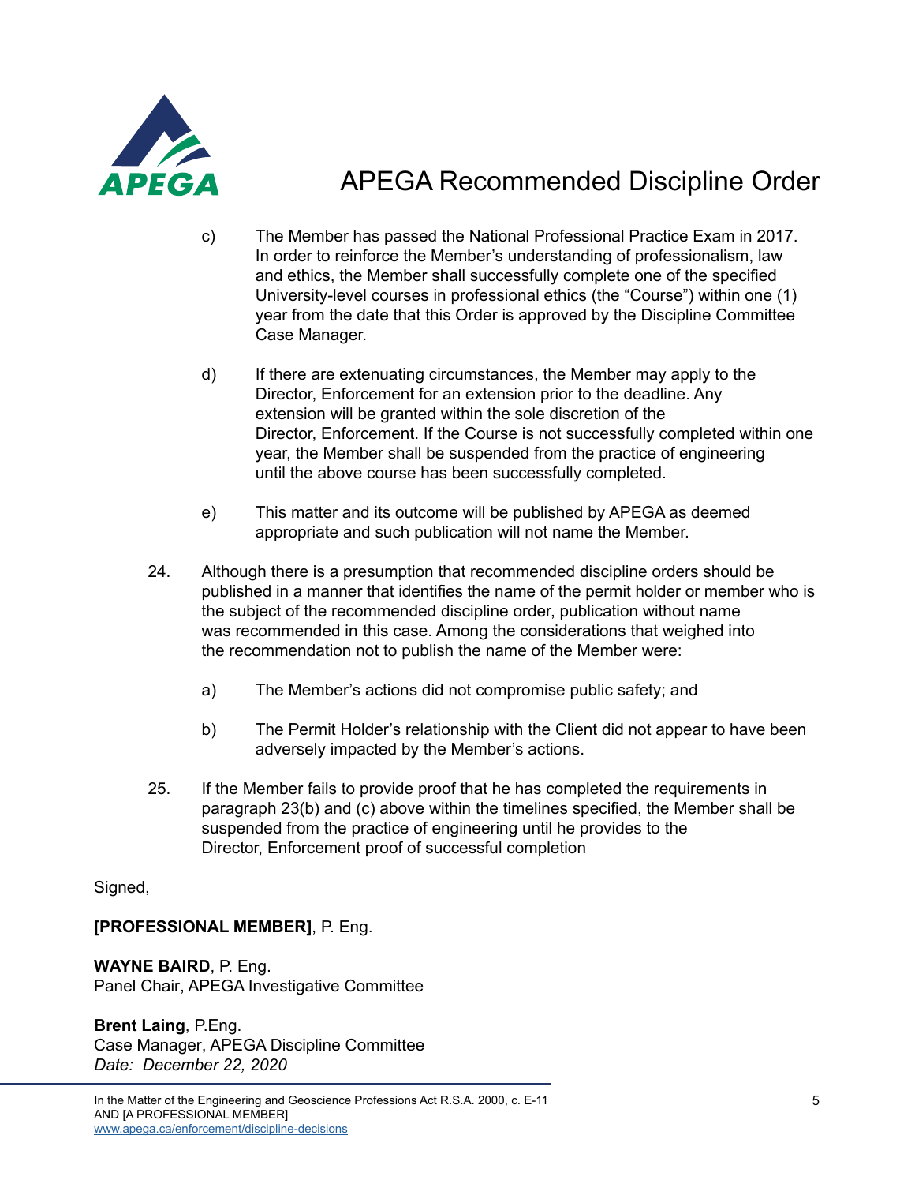c) The Member has passed the National Professional Practice Exam in 2017. In order to reinforce the Member's understanding of professionalism, law and ethics, the Member shall successfully complete one of the specified University-level courses in professional ethics (the "Course") within one (1) year from the date that this Order is approved by the Discipline Committee Case Manager.

d) If there are extenuating circumstances, the Member may apply to the Director, Enforcement for an extension prior to the deadline. Any extension will be granted within the sole discretion of the Director, Enforcement. If the Course is not successfully completed within one year, the Member shall be suspended from the practice of engineering until the above course has been successfully completed.

e) This matter and its outcome will be published by APEGA as deemed appropriate and such publication will not name the Member.

24. Although there is a presumption that recommended discipline orders should be published in a manner that identifies the name of the permit holder or member who is the subject of the recommended discipline order, publication without name was recommended in this case. Among the considerations that weighed into the recommendation not to publish the name of the Member were:

   a) The Member's actions did not compromise public safety; and

   b) The Permit Holder's relationship with the Client did not appear to have been adversely impacted by the Member's actions.

25. If the Member fails to provide proof that he has completed the requirements in paragraph 23(b) and (c) above within the timelines specified, the Member shall be suspended from the practice of engineering until he provides to the Director, Enforcement proof of successful completion

Signed,

**[PROFESSIONAL MEMBER]**, P. Eng.

**WAYNE BAIRD**, P. Eng.
Panel Chair, APEGA Investigative Committee

**Brent Laing**, P.Eng.
Case Manager, APEGA Discipline Committee
*Date: December 22, 2020*